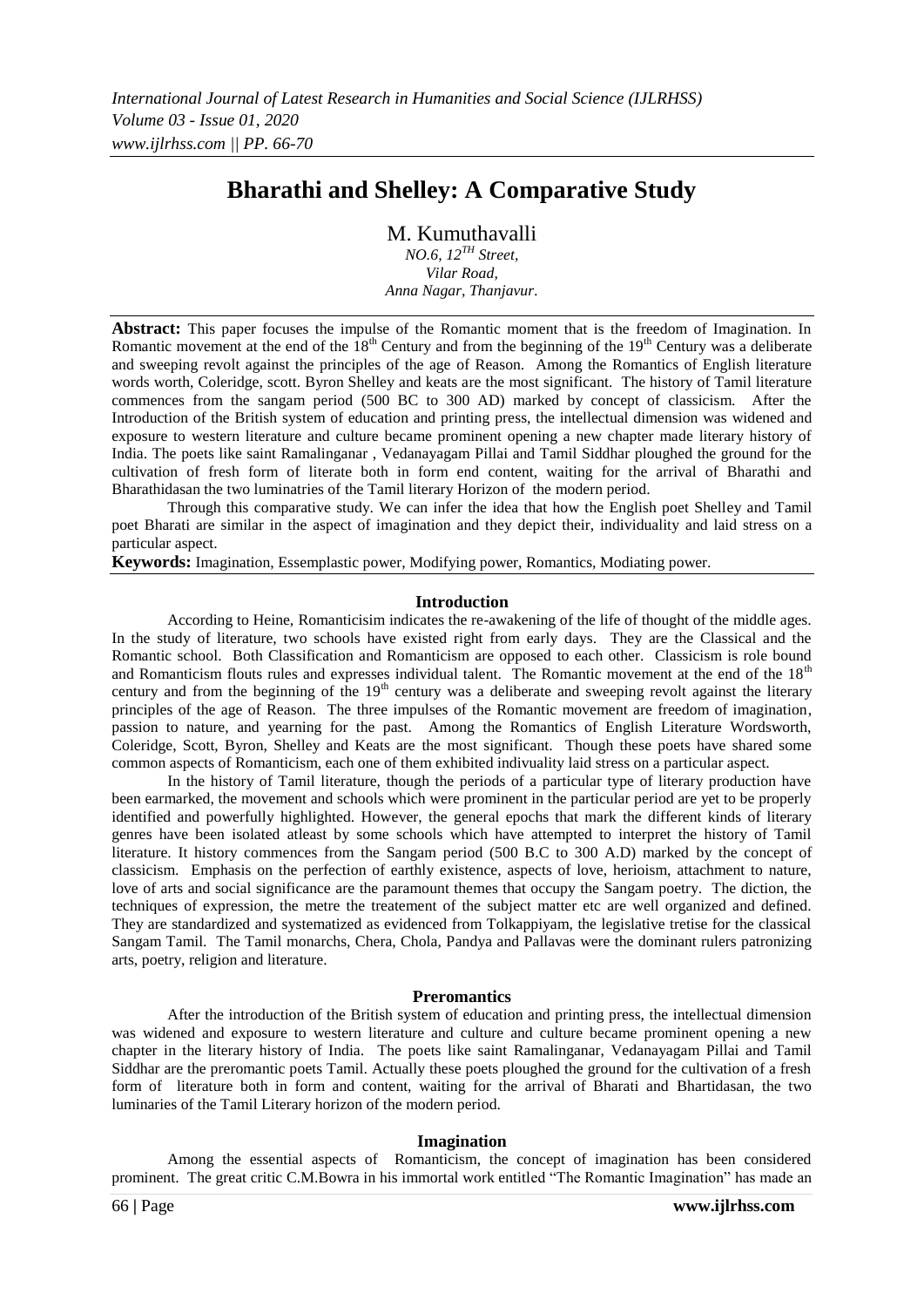# Bharathi and Shelley: A Comparative Study

M. Kumuthavalli

*NO.6, 12[TH] Street,*
*Vilar Road,*
*Anna Nagar, Thanjavur.*

**Abstract:** This paper focuses the impulse of the Romantic moment that is the freedom of Imagination. In Romantic movement at the end of the 18[th] Century and from the beginning of the 19[th] Century was a deliberate and sweeping revolt against the principles of the age of Reason. Among the Romantics of English literature words worth, Coleridge, scott. Byron Shelley and keats are the most significant. The history of Tamil literature commences from the sangam period (500 BC to 300 AD) marked by concept of classicism. After the Introduction of the British system of education and printing press, the intellectual dimension was widened and exposure to western literature and culture became prominent opening a new chapter made literary history of India. The poets like saint Ramalinganar , Vedanayagam Pillai and Tamil Siddhar ploughed the ground for the cultivation of fresh form of literate both in form end content, waiting for the arrival of Bharathi and Bharathidasan the two luminatries of the Tamil literary Horizon of the modern period.

Through this comparative study. We can infer the idea that how the English poet Shelley and Tamil poet Bharati are similar in the aspect of imagination and they depict their, individuality and laid stress on a particular aspect.

**Keywords:** Imagination, Essemplastic power, Modifying power, Romantics, Modiating power.

## Introduction

According to Heine, Romanticisim indicates the re-awakening of the life of thought of the middle ages. In the study of literature, two schools have existed right from early days. They are the Classical and the Romantic school. Both Classification and Romanticism are opposed to each other. Classicism is role bound and Romanticism flouts rules and expresses individual talent. The Romantic movement at the end of the 18[th] century and from the beginning of the 19[th] century was a deliberate and sweeping revolt against the literary principles of the age of Reason. The three impulses of the Romantic movement are freedom of imagination, passion to nature, and yearning for the past. Among the Romantics of English Literature Wordsworth, Coleridge, Scott, Byron, Shelley and Keats are the most significant. Though these poets have shared some common aspects of Romanticism, each one of them exhibited indivuality laid stress on a particular aspect.

In the history of Tamil literature, though the periods of a particular type of literary production have been earmarked, the movement and schools which were prominent in the particular period are yet to be properly identified and powerfully highlighted. However, the general epochs that mark the different kinds of literary genres have been isolated atleast by some schools which have attempted to interpret the history of Tamil literature. It history commences from the Sangam period (500 B.C to 300 A.D) marked by the concept of classicism. Emphasis on the perfection of earthly existence, aspects of love, herioism, attachment to nature, love of arts and social significance are the paramount themes that occupy the Sangam poetry. The diction, the techniques of expression, the metre the treatement of the subject matter etc are well organized and defined. They are standardized and systematized as evidenced from Tolkappiyam, the legislative tretise for the classical Sangam Tamil. The Tamil monarchs, Chera, Chola, Pandya and Pallavas were the dominant rulers patronizing arts, poetry, religion and literature.

## Preromantics

After the introduction of the British system of education and printing press, the intellectual dimension was widened and exposure to western literature and culture became prominent opening a new chapter in the literary history of India. The poets like saint Ramalinganar, Vedanayagam Pillai and Tamil Siddhar are the preromantic poets Tamil. Actually these poets ploughed the ground for the cultivation of a fresh form of literature both in form and content, waiting for the arrival of Bharati and Bhartidasan, the two luminaries of the Tamil Literary horizon of the modern period.

## Imagination

Among the essential aspects of Romanticism, the concept of imagination has been considered prominent. The great critic C.M.Bowra in his immortal work entitled "The Romantic Imagination" has made an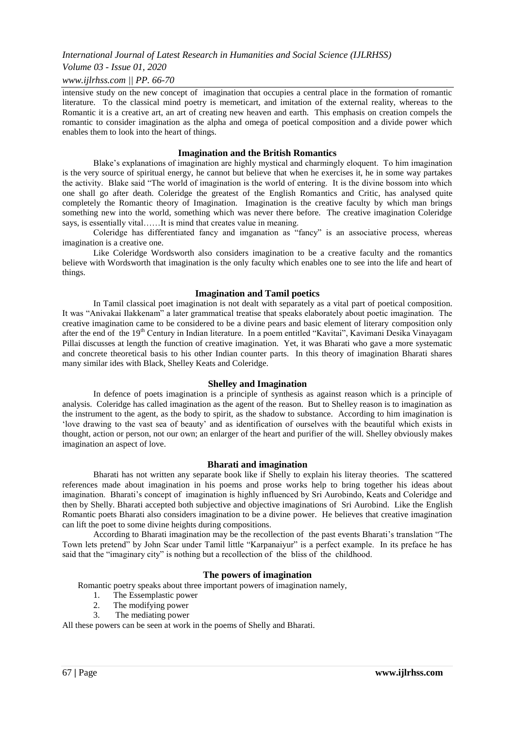intensive study on the new concept of imagination that occupies a central place in the formation of romantic literature. To the classical mind poetry is memeticart, and imitation of the external reality, whereas to the Romantic it is a creative art, an art of creating new heaven and earth. This emphasis on creation compels the romantic to consider imagination as the alpha and omega of poetical composition and a divide power which enables them to look into the heart of things.

## Imagination and the British Romantics

Blake's explanations of imagination are highly mystical and charmingly eloquent. To him imagination is the very source of spiritual energy, he cannot but believe that when he exercises it, he in some way partakes the activity. Blake said "The world of imagination is the world of entering. It is the divine bossom into which one shall go after death. Coleridge the greatest of the English Romantics and Critic, has analysed quite completely the Romantic theory of Imagination. Imagination is the creative faculty by which man brings something new into the world, something which was never there before. The creative imagination Coleridge says, is essentially vital……It is mind that creates value in meaning.

Coleridge has differentiated fancy and imganation as "fancy" is an associative process, whereas imagination is a creative one.

Like Coleridge Wordsworth also considers imagination to be a creative faculty and the romantics believe with Wordsworth that imagination is the only faculty which enables one to see into the life and heart of things.

## Imagination and Tamil poetics

In Tamil classical poet imagination is not dealt with separately as a vital part of poetical composition. It was "Anivakai Ilakkenam" a later grammatical treatise that speaks elaborately about poetic imagination. The creative imagination came to be considered to be a divine pears and basic element of literary composition only after the end of the 19th Century in Indian literature. In a poem entitled "Kavitai", Kavimani Desika Vinayagam Pillai discusses at length the function of creative imagination. Yet, it was Bharati who gave a more systematic and concrete theoretical basis to his other Indian counter parts. In this theory of imagination Bharati shares many similar ides with Black, Shelley Keats and Coleridge.

## Shelley and Imagination

In defence of poets imagination is a principle of synthesis as against reason which is a principle of analysis. Coleridge has called imagination as the agent of the reason. But to Shelley reason is to imagination as the instrument to the agent, as the body to spirit, as the shadow to substance. According to him imagination is 'love drawing to the vast sea of beauty' and as identification of ourselves with the beautiful which exists in thought, action or person, not our own; an enlarger of the heart and purifier of the will. Shelley obviously makes imagination an aspect of love.

## Bharati and imagination

Bharati has not written any separate book like if Shelly to explain his literay theories. The scattered references made about imagination in his poems and prose works help to bring together his ideas about imagination. Bharati's concept of imagination is highly influenced by Sri Aurobindo, Keats and Coleridge and then by Shelly. Bharati accepted both subjective and objective imaginations of Sri Aurobind. Like the English Romantic poets Bharati also considers imagination to be a divine power. He believes that creative imagination can lift the poet to some divine heights during compositions.

According to Bharati imagination may be the recollection of the past events Bharati's translation "The Town lets pretend" by John Scar under Tamil little "Karpanaiyur" is a perfect example. In its preface he has said that the "imaginary city" is nothing but a recollection of the bliss of the childhood.

## The powers of imagination

Romantic poetry speaks about three important powers of imagination namely,

1. The Essemplastic power
2. The modifying power
3. The mediating power

All these powers can be seen at work in the poems of Shelly and Bharati.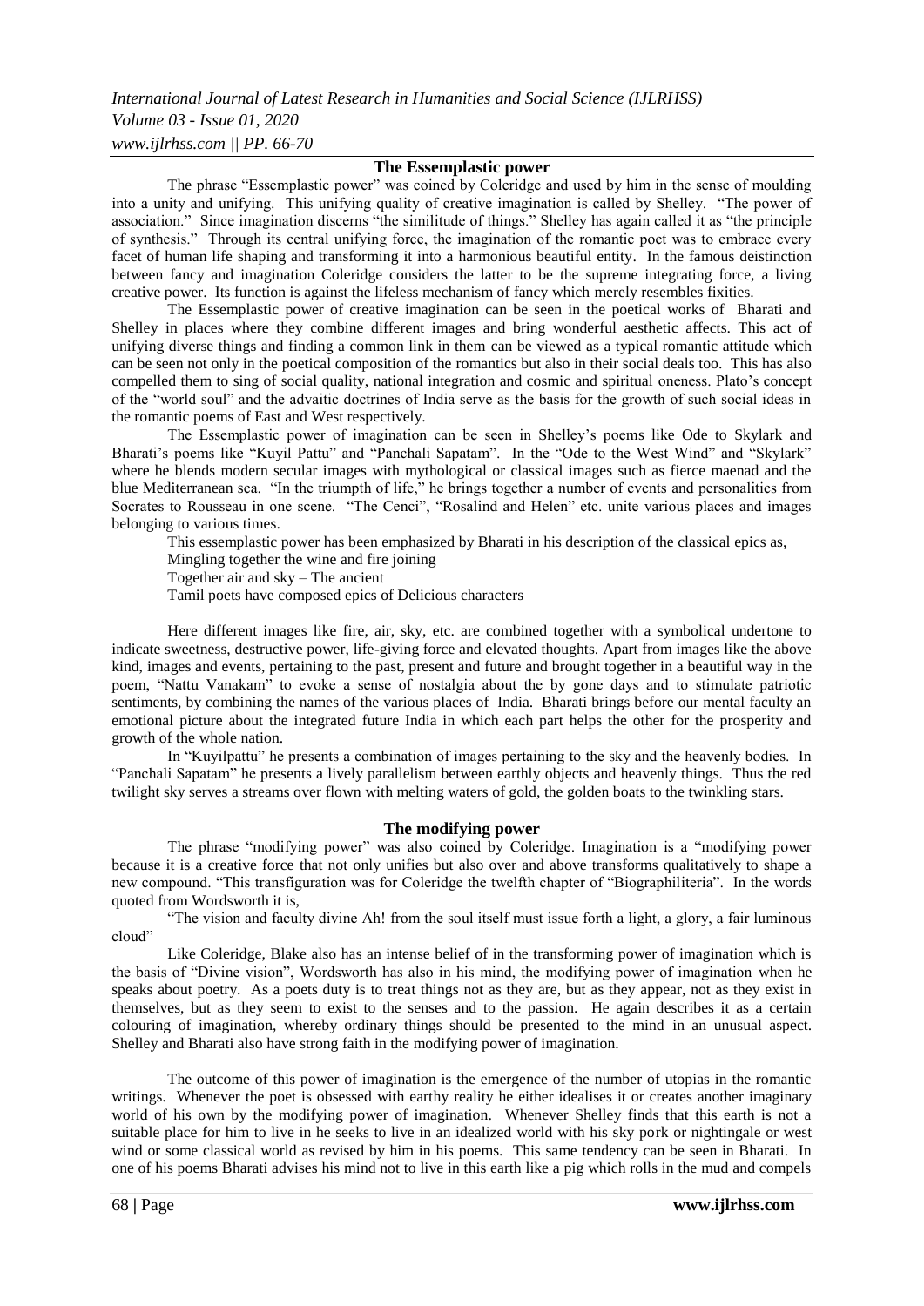### The Essemplastic power

The phrase "Essemplastic power" was coined by Coleridge and used by him in the sense of moulding into a unity and unifying. This unifying quality of creative imagination is called by Shelley. "The power of association." Since imagination discerns "the similitude of things." Shelley has again called it as "the principle of synthesis." Through its central unifying force, the imagination of the romantic poet was to embrace every facet of human life shaping and transforming it into a harmonious beautiful entity. In the famous deistinction between fancy and imagination Coleridge considers the latter to be the supreme integrating force, a living creative power. Its function is against the lifeless mechanism of fancy which merely resembles fixities.

The Essemplastic power of creative imagination can be seen in the poetical works of Bharati and Shelley in places where they combine different images and bring wonderful aesthetic affects. This act of unifying diverse things and finding a common link in them can be viewed as a typical romantic attitude which can be seen not only in the poetical composition of the romantics but also in their social deals too. This has also compelled them to sing of social quality, national integration and cosmic and spiritual oneness. Plato's concept of the "world soul" and the advaitic doctrines of India serve as the basis for the growth of such social ideas in the romantic poems of East and West respectively.

The Essemplastic power of imagination can be seen in Shelley's poems like Ode to Skylark and Bharati's poems like "Kuyil Pattu" and "Panchali Sapatam". In the "Ode to the West Wind" and "Skylark" where he blends modern secular images with mythological or classical images such as fierce maenad and the blue Mediterranean sea. "In the triumpth of life," he brings together a number of events and personalities from Socrates to Rousseau in one scene. "The Cenci", "Rosalind and Helen" etc. unite various places and images belonging to various times.

This essemplastic power has been emphasized by Bharati in his description of the classical epics as,

Mingling together the wine and fire joining  
Together air and sky – The ancient  
Tamil poets have composed epics of Delicious characters

Here different images like fire, air, sky, etc. are combined together with a symbolical undertone to indicate sweetness, destructive power, life-giving force and elevated thoughts. Apart from images like the above kind, images and events, pertaining to the past, present and future and brought together in a beautiful way in the poem, "Nattu Vanakam" to evoke a sense of nostalgia about the by gone days and to stimulate patriotic sentiments, by combining the names of the various places of India. Bharati brings before our mental faculty an emotional picture about the integrated future India in which each part helps the other for the prosperity and growth of the whole nation.

In "Kuyilpattu" he presents a combination of images pertaining to the sky and the heavenly bodies. In "Panchali Sapatam" he presents a lively parallelism between earthly objects and heavenly things. Thus the red twilight sky serves a streams over flown with melting waters of gold, the golden boats to the twinkling stars.

### The modifying power

The phrase "modifying power" was also coined by Coleridge. Imagination is a "modifying power because it is a creative force that not only unifies but also over and above transforms qualitatively to shape a new compound. "This transfiguration was for Coleridge the twelfth chapter of "Biographiliteria". In the words quoted from Wordsworth it is,

"The vision and faculty divine Ah! from the soul itself must issue forth a light, a glory, a fair luminous cloud"

Like Coleridge, Blake also has an intense belief of in the transforming power of imagination which is the basis of "Divine vision", Wordsworth has also in his mind, the modifying power of imagination when he speaks about poetry. As a poets duty is to treat things not as they are, but as they appear, not as they exist in themselves, but as they seem to exist to the senses and to the passion. He again describes it as a certain colouring of imagination, whereby ordinary things should be presented to the mind in an unusual aspect. Shelley and Bharati also have strong faith in the modifying power of imagination.

The outcome of this power of imagination is the emergence of the number of utopias in the romantic writings. Whenever the poet is obsessed with earthy reality he either idealises it or creates another imaginary world of his own by the modifying power of imagination. Whenever Shelley finds that this earth is not a suitable place for him to live in he seeks to live in an idealized world with his sky pork or nightingale or west wind or some classical world as revised by him in his poems. This same tendency can be seen in Bharati. In one of his poems Bharati advises his mind not to live in this earth like a pig which rolls in the mud and compels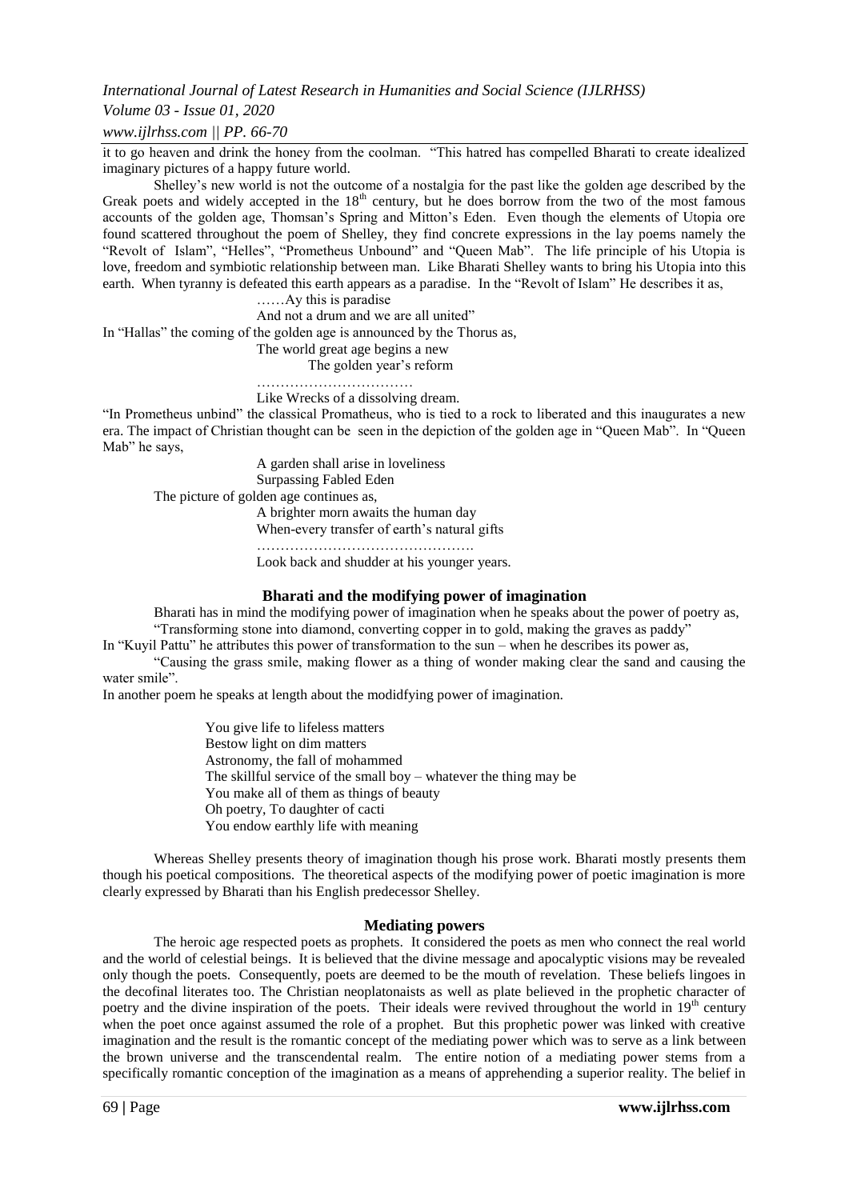it to go heaven and drink the honey from the coolman. "This hatred has compelled Bharati to create idealized imaginary pictures of a happy future world.

Shelley's new world is not the outcome of a nostalgia for the past like the golden age described by the Greak poets and widely accepted in the 18th century, but he does borrow from the two of the most famous accounts of the golden age, Thomsan's Spring and Mitton's Eden. Even though the elements of Utopia ore found scattered throughout the poem of Shelley, they find concrete expressions in the lay poems namely the "Revolt of Islam", "Helles", "Prometheus Unbound" and "Queen Mab". The life principle of his Utopia is love, freedom and symbiotic relationship between man. Like Bharati Shelley wants to bring his Utopia into this earth. When tyranny is defeated this earth appears as a paradise. In the "Revolt of Islam" He describes it as,

> ……Ay this is paradise
> And not a drum and we are all united"

In "Hallas" the coming of the golden age is announced by the Thorus as,

> The world great age begins a new
> The golden year's reform
> ……………………………
> Like Wrecks of a dissolving dream.

"In Prometheus unbind" the classical Promatheus, who is tied to a rock to liberated and this inaugurates a new era. The impact of Christian thought can be seen in the depiction of the golden age in "Queen Mab". In "Queen Mab" he says,

> A garden shall arise in loveliness
> Surpassing Fabled Eden

The picture of golden age continues as,

> A brighter morn awaits the human day
> When-every transfer of earth's natural gifts
> ……………………………………….
> Look back and shudder at his younger years.

### Bharati and the modifying power of imagination

Bharati has in mind the modifying power of imagination when he speaks about the power of poetry as,

"Transforming stone into diamond, converting copper in to gold, making the graves as paddy"

In "Kuyil Pattu" he attributes this power of transformation to the sun – when he describes its power as,

"Causing the grass smile, making flower as a thing of wonder making clear the sand and causing the water smile".

In another poem he speaks at length about the modidfying power of imagination.

> You give life to lifeless matters
> Bestow light on dim matters
> Astronomy, the fall of mohammed
> The skillful service of the small boy – whatever the thing may be
> You make all of them as things of beauty
> Oh poetry, To daughter of cacti
> You endow earthly life with meaning

Whereas Shelley presents theory of imagination though his prose work. Bharati mostly presents them though his poetical compositions. The theoretical aspects of the modifying power of poetic imagination is more clearly expressed by Bharati than his English predecessor Shelley.

### Mediating powers

The heroic age respected poets as prophets. It considered the poets as men who connect the real world and the world of celestial beings. It is believed that the divine message and apocalyptic visions may be revealed only though the poets. Consequently, poets are deemed to be the mouth of revelation. These beliefs lingoes in the decofinal literates too. The Christian neoplatonaists as well as plate believed in the prophetic character of poetry and the divine inspiration of the poets. Their ideals were revived throughout the world in 19th century when the poet once against assumed the role of a prophet. But this prophetic power was linked with creative imagination and the result is the romantic concept of the mediating power which was to serve as a link between the brown universe and the transcendental realm. The entire notion of a mediating power stems from a specifically romantic conception of the imagination as a means of apprehending a superior reality. The belief in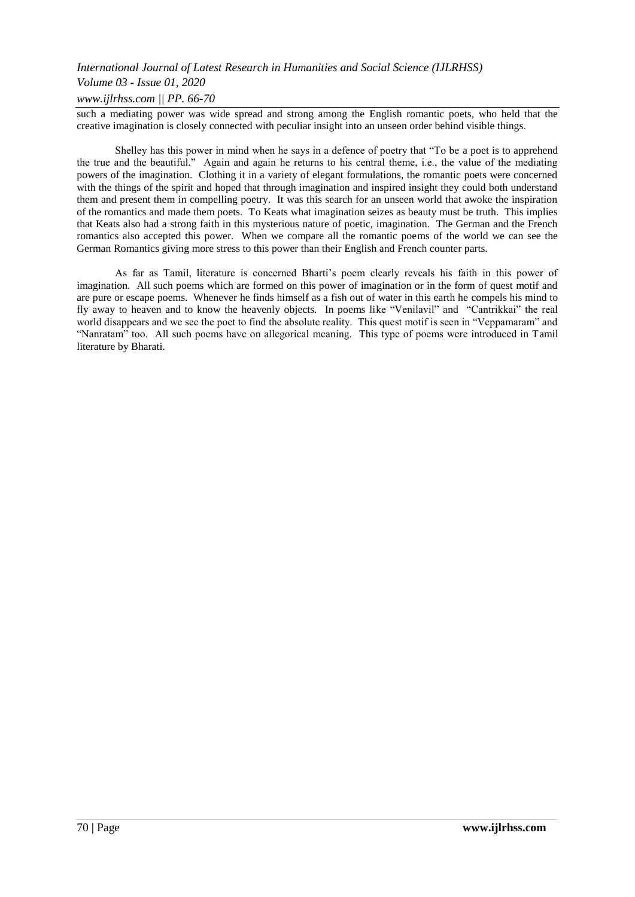such a mediating power was wide spread and strong among the English romantic poets, who held that the creative imagination is closely connected with peculiar insight into an unseen order behind visible things.

Shelley has this power in mind when he says in a defence of poetry that "To be a poet is to apprehend the true and the beautiful." Again and again he returns to his central theme, i.e., the value of the mediating powers of the imagination. Clothing it in a variety of elegant formulations, the romantic poets were concerned with the things of the spirit and hoped that through imagination and inspired insight they could both understand them and present them in compelling poetry. It was this search for an unseen world that awoke the inspiration of the romantics and made them poets. To Keats what imagination seizes as beauty must be truth. This implies that Keats also had a strong faith in this mysterious nature of poetic, imagination. The German and the French romantics also accepted this power. When we compare all the romantic poems of the world we can see the German Romantics giving more stress to this power than their English and French counter parts.

As far as Tamil, literature is concerned Bharti's poem clearly reveals his faith in this power of imagination. All such poems which are formed on this power of imagination or in the form of quest motif and are pure or escape poems. Whenever he finds himself as a fish out of water in this earth he compels his mind to fly away to heaven and to know the heavenly objects. In poems like "Venilavil" and "Cantrikkai" the real world disappears and we see the poet to find the absolute reality. This quest motif is seen in "Veppamaram" and "Nanratam" too. All such poems have on allegorical meaning. This type of poems were introduced in Tamil literature by Bharati.